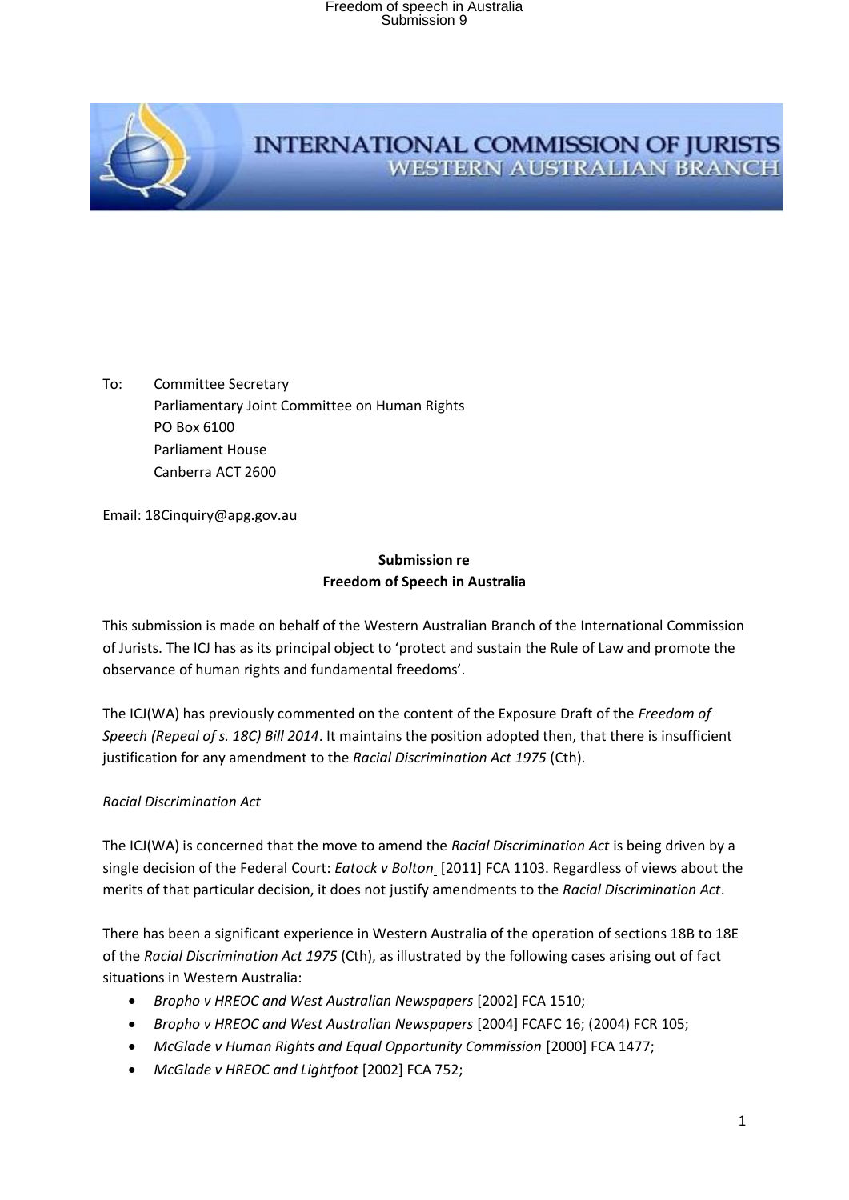# INTERNATIONAL COMMISSION OF JURISTS
## WESTERN AUSTRALIAN BRANCH

To: Committee Secretary
Parliamentary Joint Committee on Human Rights
PO Box 6100
Parliament House
Canberra ACT 2600

Email: 18Cinquiry@apg.gov.au

**Submission re**
**Freedom of Speech in Australia**

This submission is made on behalf of the Western Australian Branch of the International Commission of Jurists. The ICJ has as its principal object to 'protect and sustain the Rule of Law and promote the observance of human rights and fundamental freedoms'.

The ICJ(WA) has previously commented on the content of the Exposure Draft of the *Freedom of Speech (Repeal of s. 18C) Bill 2014*. It maintains the position adopted then, that there is insufficient justification for any amendment to the *Racial Discrimination Act 1975* (Cth).

*Racial Discrimination Act*

The ICJ(WA) is concerned that the move to amend the *Racial Discrimination Act* is being driven by a single decision of the Federal Court: *Eatock v Bolton* [2011] FCA 1103. Regardless of views about the merits of that particular decision, it does not justify amendments to the *Racial Discrimination Act*.

There has been a significant experience in Western Australia of the operation of sections 18B to 18E of the *Racial Discrimination Act 1975* (Cth), as illustrated by the following cases arising out of fact situations in Western Australia:

- *Bropho v HREOC and West Australian Newspapers* [2002] FCA 1510;
- *Bropho v HREOC and West Australian Newspapers* [2004] FCAFC 16; (2004) FCR 105;
- *McGlade v Human Rights and Equal Opportunity Commission* [2000] FCA 1477;
- *McGlade v HREOC and Lightfoot* [2002] FCA 752;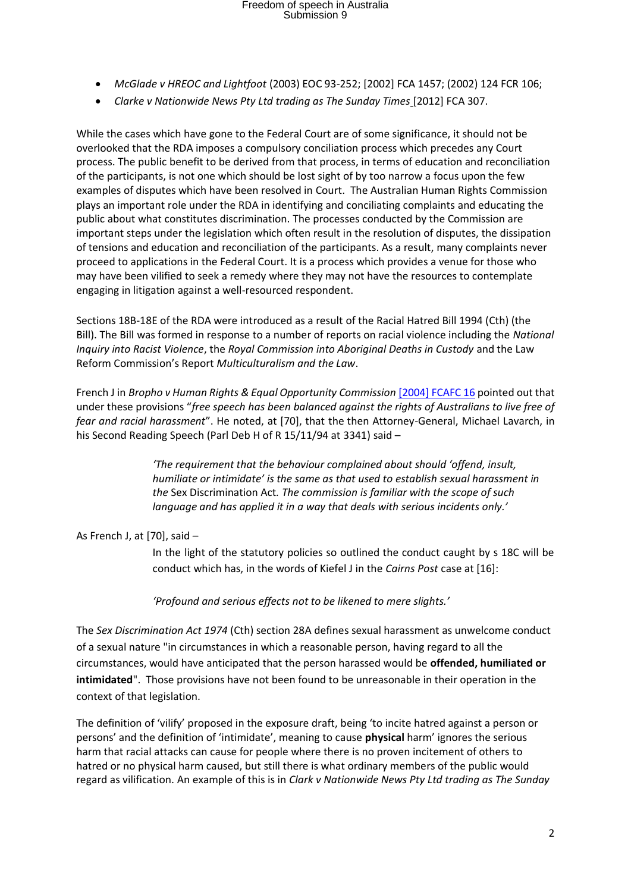- *McGlade v HREOC and Lightfoot* (2003) EOC 93-252; [2002] FCA 1457; (2002) 124 FCR 106;
- *Clarke v Nationwide News Pty Ltd trading as The Sunday Times* [2012] FCA 307.

While the cases which have gone to the Federal Court are of some significance, it should not be overlooked that the RDA imposes a compulsory conciliation process which precedes any Court process. The public benefit to be derived from that process, in terms of education and reconciliation of the participants, is not one which should be lost sight of by too narrow a focus upon the few examples of disputes which have been resolved in Court. The Australian Human Rights Commission plays an important role under the RDA in identifying and conciliating complaints and educating the public about what constitutes discrimination. The processes conducted by the Commission are important steps under the legislation which often result in the resolution of disputes, the dissipation of tensions and education and reconciliation of the participants. As a result, many complaints never proceed to applications in the Federal Court. It is a process which provides a venue for those who may have been vilified to seek a remedy where they may not have the resources to contemplate engaging in litigation against a well-resourced respondent.

Sections 18B-18E of the RDA were introduced as a result of the Racial Hatred Bill 1994 (Cth) (the Bill). The Bill was formed in response to a number of reports on racial violence including the *National Inquiry into Racist Violence*, the *Royal Commission into Aboriginal Deaths in Custody* and the Law Reform Commission's Report *Multiculturalism and the Law*.

French J in *Bropho v Human Rights & Equal Opportunity Commission* [2004] FCAFC 16 pointed out that under these provisions "*free speech has been balanced against the rights of Australians to live free of fear and racial harassment*". He noted, at [70], that the then Attorney-General, Michael Lavarch, in his Second Reading Speech (Parl Deb H of R 15/11/94 at 3341) said –

> *'The requirement that the behaviour complained about should 'offend, insult, humiliate or intimidate' is the same as that used to establish sexual harassment in the* Sex Discrimination Act*. The commission is familiar with the scope of such language and has applied it in a way that deals with serious incidents only.'*

As French J, at [70], said –

> In the light of the statutory policies so outlined the conduct caught by s 18C will be conduct which has, in the words of Kiefel J in the *Cairns Post* case at [16]:
>
> *'Profound and serious effects not to be likened to mere slights.'*

The *Sex Discrimination Act 1974* (Cth) section 28A defines sexual harassment as unwelcome conduct of a sexual nature "in circumstances in which a reasonable person, having regard to all the circumstances, would have anticipated that the person harassed would be **offended, humiliated or intimidated**". Those provisions have not been found to be unreasonable in their operation in the context of that legislation.

The definition of 'vilify' proposed in the exposure draft, being 'to incite hatred against a person or persons' and the definition of 'intimidate', meaning to cause **physical** harm' ignores the serious harm that racial attacks can cause for people where there is no proven incitement of others to hatred or no physical harm caused, but still there is what ordinary members of the public would regard as vilification. An example of this is in *Clark v Nationwide News Pty Ltd trading as The Sunday*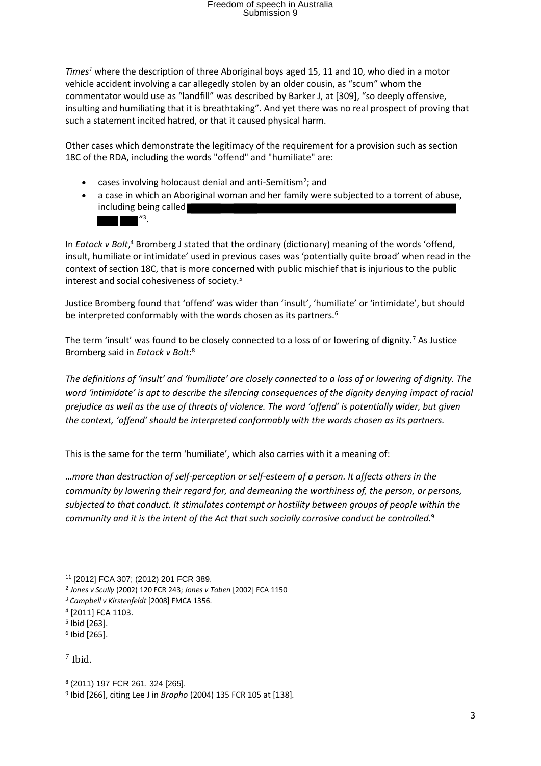*Times*[1] where the description of three Aboriginal boys aged 15, 11 and 10, who died in a motor vehicle accident involving a car allegedly stolen by an older cousin, as "scum" whom the commentator would use as "landfill" was described by Barker J, at [309], "so deeply offensive, insulting and humiliating that it is breathtaking". And yet there was no real prospect of proving that such a statement incited hatred, or that it caused physical harm.

Other cases which demonstrate the legitimacy of the requirement for a provision such as section 18C of the RDA, including the words "offend" and "humiliate" are:

- cases involving holocaust denial and anti-Semitism[2]; and
- a case in which an Aboriginal woman and her family were subjected to a torrent of abuse, including being called "[3].

In *Eatock v Bolt*,[4] Bromberg J stated that the ordinary (dictionary) meaning of the words 'offend, insult, humiliate or intimidate' used in previous cases was 'potentially quite broad' when read in the context of section 18C, that is more concerned with public mischief that is injurious to the public interest and social cohesiveness of society.[5]

Justice Bromberg found that 'offend' was wider than 'insult', 'humiliate' or 'intimidate', but should be interpreted conformably with the words chosen as its partners.[6]

The term 'insult' was found to be closely connected to a loss of or lowering of dignity.[7] As Justice Bromberg said in *Eatock v Bolt*:[8]

*The definitions of 'insult' and 'humiliate' are closely connected to a loss of or lowering of dignity. The word 'intimidate' is apt to describe the silencing consequences of the dignity denying impact of racial prejudice as well as the use of threats of violence. The word 'offend' is potentially wider, but given the context, 'offend' should be interpreted conformably with the words chosen as its partners.*

This is the same for the term 'humiliate', which also carries with it a meaning of:

*…more than destruction of self-perception or self-esteem of a person. It affects others in the community by lowering their regard for, and demeaning the worthiness of, the person, or persons, subjected to that conduct. It stimulates contempt or hostility between groups of people within the community and it is the intent of the Act that such socially corrosive conduct be controlled.*[9]

---

[1] [2012] FCA 307; (2012) 201 FCR 389.

[2] *Jones v Scully* (2002) 120 FCR 243; *Jones v Toben* [2002] FCA 1150

[3] *Campbell v Kirstenfeldt* [2008] FMCA 1356.

[4] [2011] FCA 1103.

[5] Ibid [263].

[6] Ibid [265].

[7] Ibid.

[8] (2011) 197 FCR 261, 324 [265].

[9] Ibid [266], citing Lee J in *Bropho* (2004) 135 FCR 105 at [138].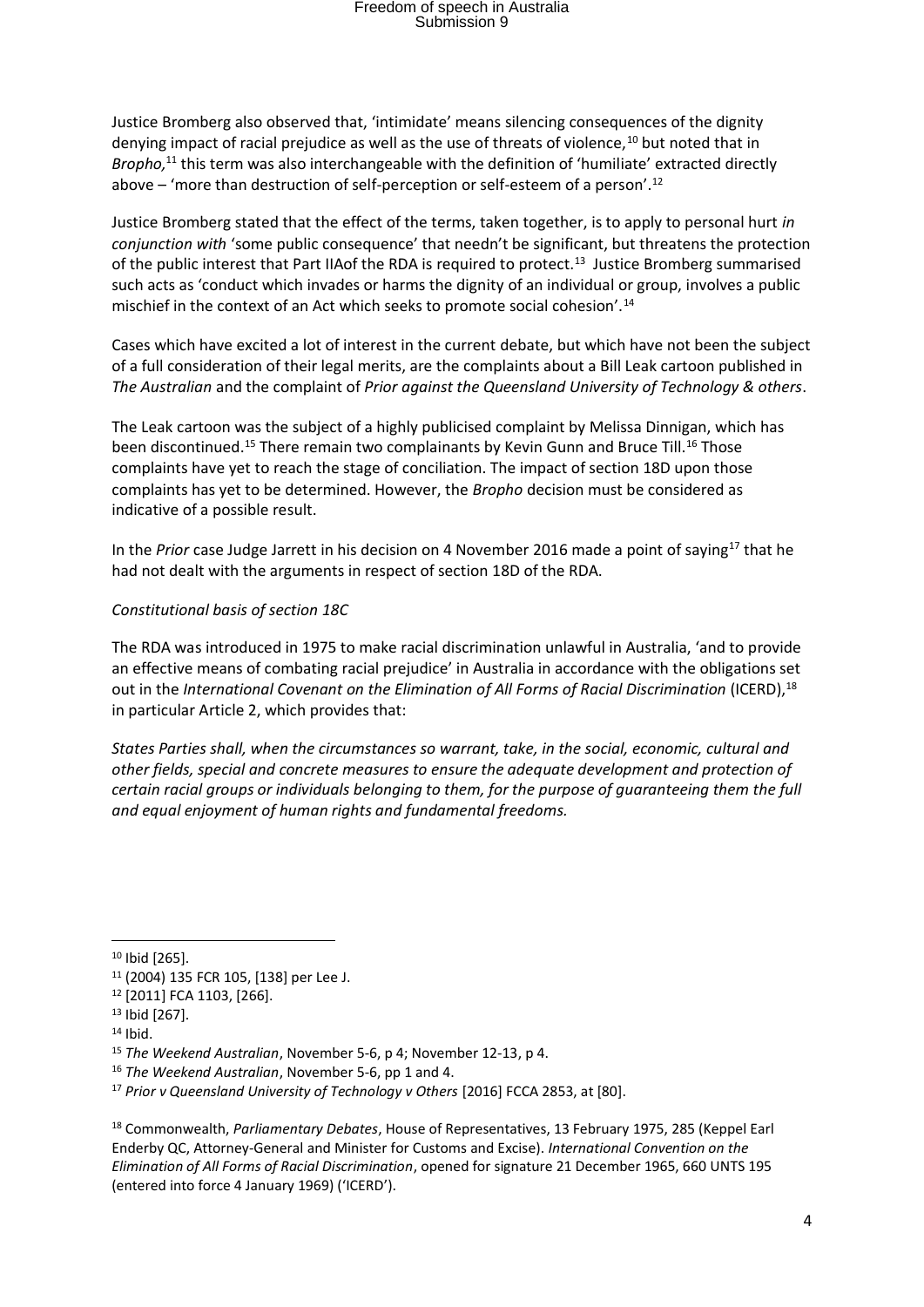Justice Bromberg also observed that, 'intimidate' means silencing consequences of the dignity denying impact of racial prejudice as well as the use of threats of violence,[10] but noted that in *Bropho,*[11] this term was also interchangeable with the definition of 'humiliate' extracted directly above – 'more than destruction of self-perception or self-esteem of a person'.[12]

Justice Bromberg stated that the effect of the terms, taken together, is to apply to personal hurt *in conjunction with* 'some public consequence' that needn't be significant, but threatens the protection of the public interest that Part IIAof the RDA is required to protect.[13] Justice Bromberg summarised such acts as 'conduct which invades or harms the dignity of an individual or group, involves a public mischief in the context of an Act which seeks to promote social cohesion'.[14]

Cases which have excited a lot of interest in the current debate, but which have not been the subject of a full consideration of their legal merits, are the complaints about a Bill Leak cartoon published in *The Australian* and the complaint of *Prior against the Queensland University of Technology & others*.

The Leak cartoon was the subject of a highly publicised complaint by Melissa Dinnigan, which has been discontinued.[15] There remain two complainants by Kevin Gunn and Bruce Till.[16] Those complaints have yet to reach the stage of conciliation. The impact of section 18D upon those complaints has yet to be determined. However, the *Bropho* decision must be considered as indicative of a possible result.

In the *Prior* case Judge Jarrett in his decision on 4 November 2016 made a point of saying[17] that he had not dealt with the arguments in respect of section 18D of the RDA.

*Constitutional basis of section 18C*

The RDA was introduced in 1975 to make racial discrimination unlawful in Australia, 'and to provide an effective means of combating racial prejudice' in Australia in accordance with the obligations set out in the *International Covenant on the Elimination of All Forms of Racial Discrimination* (ICERD),[18] in particular Article 2, which provides that:

*States Parties shall, when the circumstances so warrant, take, in the social, economic, cultural and other fields, special and concrete measures to ensure the adequate development and protection of certain racial groups or individuals belonging to them, for the purpose of guaranteeing them the full and equal enjoyment of human rights and fundamental freedoms.*

---

[10] Ibid [265].

[11] (2004) 135 FCR 105, [138] per Lee J.

[12] [2011] FCA 1103, [266].

[13] Ibid [267].

[14] Ibid.

[15] *The Weekend Australian*, November 5-6, p 4; November 12-13, p 4.

[16] *The Weekend Australian*, November 5-6, pp 1 and 4.

[17] *Prior v Queensland University of Technology v Others* [2016] FCCA 2853, at [80].

[18] Commonwealth, *Parliamentary Debates*, House of Representatives, 13 February 1975, 285 (Keppel Earl Enderby QC, Attorney-General and Minister for Customs and Excise). *International Convention on the Elimination of All Forms of Racial Discrimination*, opened for signature 21 December 1965, 660 UNTS 195 (entered into force 4 January 1969) ('ICERD').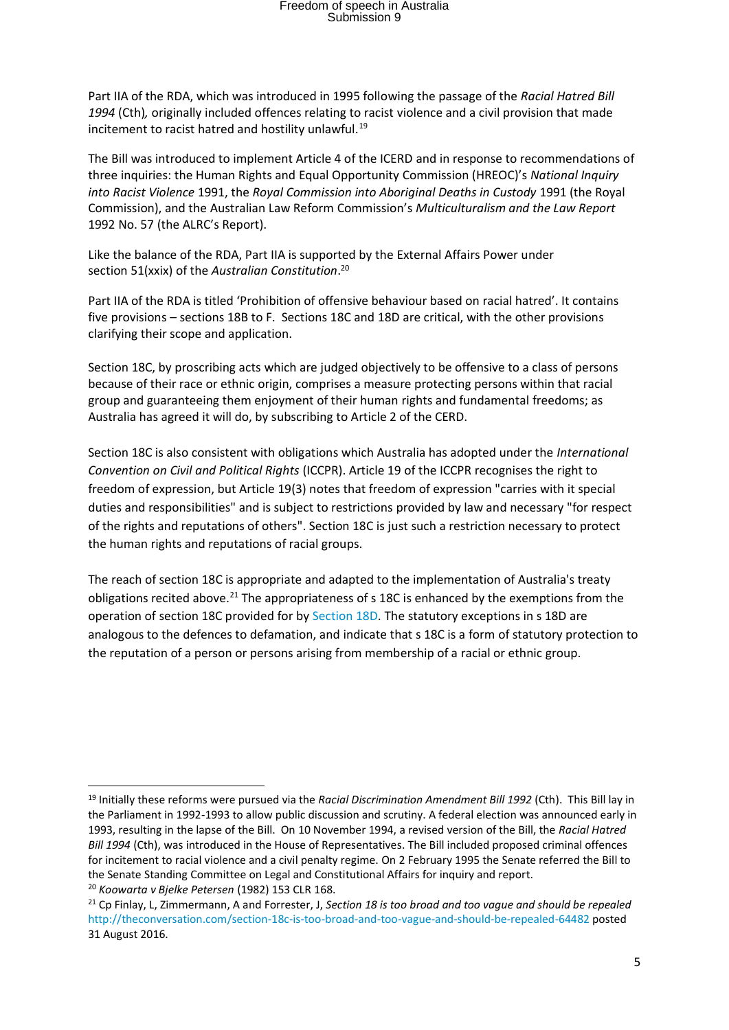Part IIA of the RDA, which was introduced in 1995 following the passage of the *Racial Hatred Bill 1994* (Cth)*,* originally included offences relating to racist violence and a civil provision that made incitement to racist hatred and hostility unlawful.[19]

The Bill was introduced to implement Article 4 of the ICERD and in response to recommendations of three inquiries: the Human Rights and Equal Opportunity Commission (HREOC)'s *National Inquiry into Racist Violence* 1991, the *Royal Commission into Aboriginal Deaths in Custody* 1991 (the Royal Commission), and the Australian Law Reform Commission's *Multiculturalism and the Law Report* 1992 No. 57 (the ALRC's Report).

Like the balance of the RDA, Part IIA is supported by the External Affairs Power under section 51(xxix) of the *Australian Constitution*.[20]

Part IIA of the RDA is titled 'Prohibition of offensive behaviour based on racial hatred'. It contains five provisions – sections 18B to F. Sections 18C and 18D are critical, with the other provisions clarifying their scope and application.

Section 18C, by proscribing acts which are judged objectively to be offensive to a class of persons because of their race or ethnic origin, comprises a measure protecting persons within that racial group and guaranteeing them enjoyment of their human rights and fundamental freedoms; as Australia has agreed it will do, by subscribing to Article 2 of the CERD.

Section 18C is also consistent with obligations which Australia has adopted under the *International Convention on Civil and Political Rights* (ICCPR). Article 19 of the ICCPR recognises the right to freedom of expression, but Article 19(3) notes that freedom of expression "carries with it special duties and responsibilities" and is subject to restrictions provided by law and necessary "for respect of the rights and reputations of others". Section 18C is just such a restriction necessary to protect the human rights and reputations of racial groups.

The reach of section 18C is appropriate and adapted to the implementation of Australia's treaty obligations recited above.[21] The appropriateness of s 18C is enhanced by the exemptions from the operation of section 18C provided for by Section 18D. The statutory exceptions in s 18D are analogous to the defences to defamation, and indicate that s 18C is a form of statutory protection to the reputation of a person or persons arising from membership of a racial or ethnic group.

---

[19] Initially these reforms were pursued via the *Racial Discrimination Amendment Bill 1992* (Cth). This Bill lay in the Parliament in 1992-1993 to allow public discussion and scrutiny. A federal election was announced early in 1993, resulting in the lapse of the Bill. On 10 November 1994, a revised version of the Bill, the *Racial Hatred Bill 1994* (Cth), was introduced in the House of Representatives. The Bill included proposed criminal offences for incitement to racial violence and a civil penalty regime. On 2 February 1995 the Senate referred the Bill to the Senate Standing Committee on Legal and Constitutional Affairs for inquiry and report.

[20] *Koowarta v Bjelke Petersen* (1982) 153 CLR 168.

[21] Cp Finlay, L, Zimmermann, A and Forrester, J, *Section 18 is too broad and too vague and should be repealed* http://theconversation.com/section-18c-is-too-broad-and-too-vague-and-should-be-repealed-64482 posted 31 August 2016.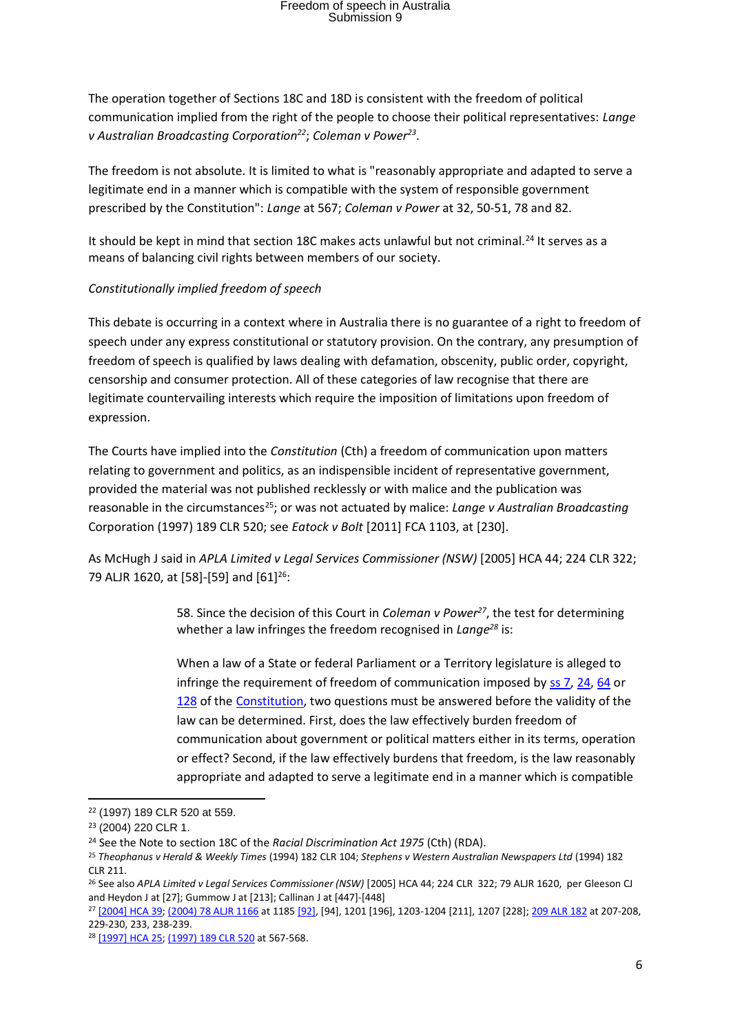The operation together of Sections 18C and 18D is consistent with the freedom of political communication implied from the right of the people to choose their political representatives: *Lange v Australian Broadcasting Corporation*[22]; *Coleman v Power*[23].

The freedom is not absolute. It is limited to what is "reasonably appropriate and adapted to serve a legitimate end in a manner which is compatible with the system of responsible government prescribed by the Constitution": *Lange* at 567; *Coleman v Power* at 32, 50-51, 78 and 82.

It should be kept in mind that section 18C makes acts unlawful but not criminal.[24] It serves as a means of balancing civil rights between members of our society.

*Constitutionally implied freedom of speech*

This debate is occurring in a context where in Australia there is no guarantee of a right to freedom of speech under any express constitutional or statutory provision. On the contrary, any presumption of freedom of speech is qualified by laws dealing with defamation, obscenity, public order, copyright, censorship and consumer protection. All of these categories of law recognise that there are legitimate countervailing interests which require the imposition of limitations upon freedom of expression.

The Courts have implied into the *Constitution* (Cth) a freedom of communication upon matters relating to government and politics, as an indispensible incident of representative government, provided the material was not published recklessly or with malice and the publication was reasonable in the circumstances[25]; or was not actuated by malice: *Lange v Australian Broadcasting* Corporation (1997) 189 CLR 520; see *Eatock v Bolt* [2011] FCA 1103, at [230].

As McHugh J said in *APLA Limited v Legal Services Commissioner (NSW)* [2005] HCA 44; 224 CLR 322; 79 ALJR 1620, at [58]-[59] and [61][26]:

> 58. Since the decision of this Court in *Coleman v Power*[27], the test for determining whether a law infringes the freedom recognised in *Lange*[28] is:
>
> When a law of a State or federal Parliament or a Territory legislature is alleged to infringe the requirement of freedom of communication imposed by ss 7, 24, 64 or 128 of the Constitution, two questions must be answered before the validity of the law can be determined. First, does the law effectively burden freedom of communication about government or political matters either in its terms, operation or effect? Second, if the law effectively burdens that freedom, is the law reasonably appropriate and adapted to serve a legitimate end in a manner which is compatible

---

[22] (1997) 189 CLR 520 at 559.

[23] (2004) 220 CLR 1.

[24] See the Note to section 18C of the *Racial Discrimination Act 1975* (Cth) (RDA).

[25] *Theophanus v Herald & Weekly Times* (1994) 182 CLR 104; *Stephens v Western Australian Newspapers Ltd* (1994) 182 CLR 211.

[26] See also *APLA Limited v Legal Services Commissioner (NSW)* [2005] HCA 44; 224 CLR 322; 79 ALJR 1620, per Gleeson CJ and Heydon J at [27]; Gummow J at [213]; Callinan J at [447]-[448]

[27] [2004] HCA 39; (2004) 78 ALJR 1166 at 1185 [92], [94], 1201 [196], 1203-1204 [211], 1207 [228]; 209 ALR 182 at 207-208, 229-230, 233, 238-239.

[28] [1997] HCA 25; (1997) 189 CLR 520 at 567-568.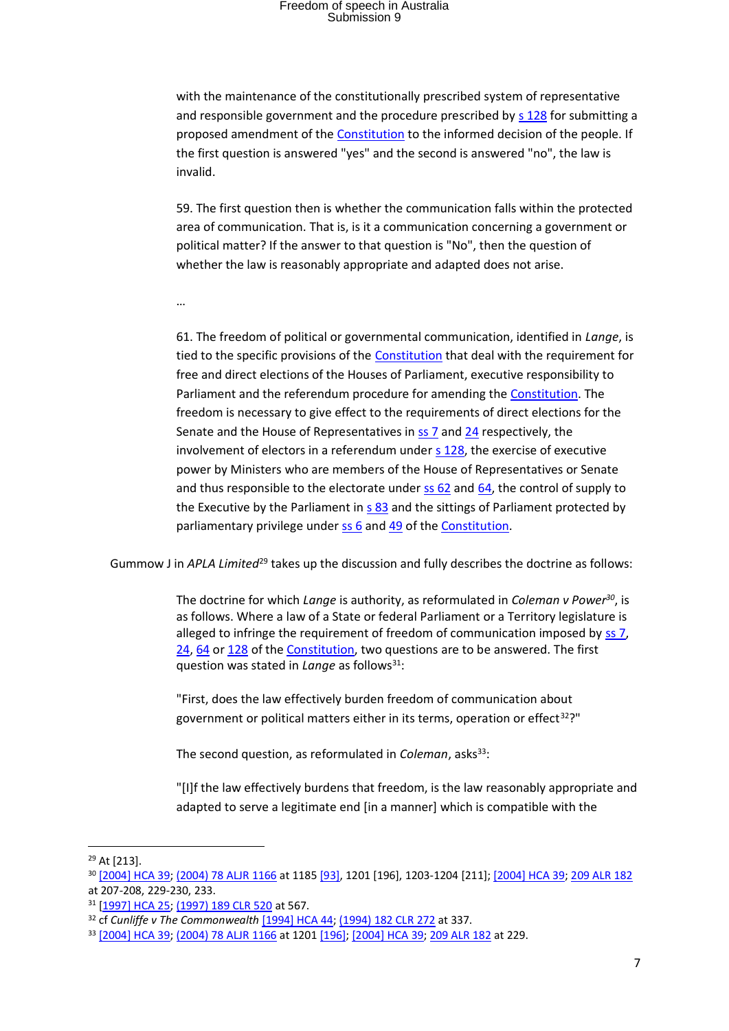> with the maintenance of the constitutionally prescribed system of representative and responsible government and the procedure prescribed by s 128 for submitting a proposed amendment of the Constitution to the informed decision of the people. If the first question is answered "yes" and the second is answered "no", the law is invalid.
>
> 59. The first question then is whether the communication falls within the protected area of communication. That is, is it a communication concerning a government or political matter? If the answer to that question is "No", then the question of whether the law is reasonably appropriate and adapted does not arise.
>
> …
>
> 61. The freedom of political or governmental communication, identified in *Lange*, is tied to the specific provisions of the Constitution that deal with the requirement for free and direct elections of the Houses of Parliament, executive responsibility to Parliament and the referendum procedure for amending the Constitution. The freedom is necessary to give effect to the requirements of direct elections for the Senate and the House of Representatives in ss 7 and 24 respectively, the involvement of electors in a referendum under s 128, the exercise of executive power by Ministers who are members of the House of Representatives or Senate and thus responsible to the electorate under ss 62 and 64, the control of supply to the Executive by the Parliament in s 83 and the sittings of Parliament protected by parliamentary privilege under ss 6 and 49 of the Constitution.

Gummow J in *APLA Limited*[29] takes up the discussion and fully describes the doctrine as follows:

> The doctrine for which *Lange* is authority, as reformulated in *Coleman v Power*[30], is as follows. Where a law of a State or federal Parliament or a Territory legislature is alleged to infringe the requirement of freedom of communication imposed by ss 7, 24, 64 or 128 of the Constitution, two questions are to be answered. The first question was stated in *Lange* as follows[31]:
>
> "First, does the law effectively burden freedom of communication about government or political matters either in its terms, operation or effect[32]?"
>
> The second question, as reformulated in *Coleman*, asks[33]:
>
> "[I]f the law effectively burdens that freedom, is the law reasonably appropriate and adapted to serve a legitimate end [in a manner] which is compatible with the

---

[29] At [213].

[30] [2004] HCA 39; (2004) 78 ALJR 1166 at 1185 [93], 1201 [196], 1203-1204 [211]; [2004] HCA 39; 209 ALR 182 at 207-208, 229-230, 233.

[31] [1997] HCA 25; (1997) 189 CLR 520 at 567.

[32] cf *Cunliffe v The Commonwealth* [1994] HCA 44; (1994) 182 CLR 272 at 337.

[33] [2004] HCA 39; (2004) 78 ALJR 1166 at 1201 [196]; [2004] HCA 39; 209 ALR 182 at 229.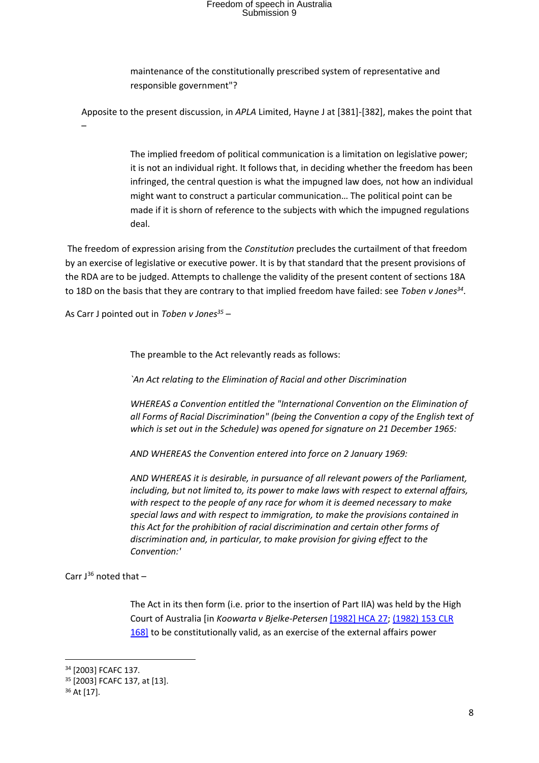> maintenance of the constitutionally prescribed system of representative and responsible government"?

Apposite to the present discussion, in *APLA* Limited, Hayne J at [381]-[382], makes the point that –

> The implied freedom of political communication is a limitation on legislative power; it is not an individual right. It follows that, in deciding whether the freedom has been infringed, the central question is what the impugned law does, not how an individual might want to construct a particular communication… The political point can be made if it is shorn of reference to the subjects with which the impugned regulations deal.

The freedom of expression arising from the *Constitution* precludes the curtailment of that freedom by an exercise of legislative or executive power. It is by that standard that the present provisions of the RDA are to be judged. Attempts to challenge the validity of the present content of sections 18A to 18D on the basis that they are contrary to that implied freedom have failed: see *Toben v Jones*[34].

As Carr J pointed out in *Toben v Jones*[35] –

> The preamble to the Act relevantly reads as follows:
>
> *`An Act relating to the Elimination of Racial and other Discrimination*
>
> *WHEREAS a Convention entitled the "International Convention on the Elimination of all Forms of Racial Discrimination" (being the Convention a copy of the English text of which is set out in the Schedule) was opened for signature on 21 December 1965:*
>
> *AND WHEREAS the Convention entered into force on 2 January 1969:*
>
> *AND WHEREAS it is desirable, in pursuance of all relevant powers of the Parliament, including, but not limited to, its power to make laws with respect to external affairs, with respect to the people of any race for whom it is deemed necessary to make special laws and with respect to immigration, to make the provisions contained in this Act for the prohibition of racial discrimination and certain other forms of discrimination and, in particular, to make provision for giving effect to the Convention:'*

Carr J[36] noted that –

> The Act in its then form (i.e. prior to the insertion of Part IIA) was held by the High Court of Australia [in *Koowarta v Bjelke-Petersen* [1982] HCA 27; (1982) 153 CLR 168] to be constitutionally valid, as an exercise of the external affairs power

---

[34] [2003] FCAFC 137.

[35] [2003] FCAFC 137, at [13].

[36] At [17].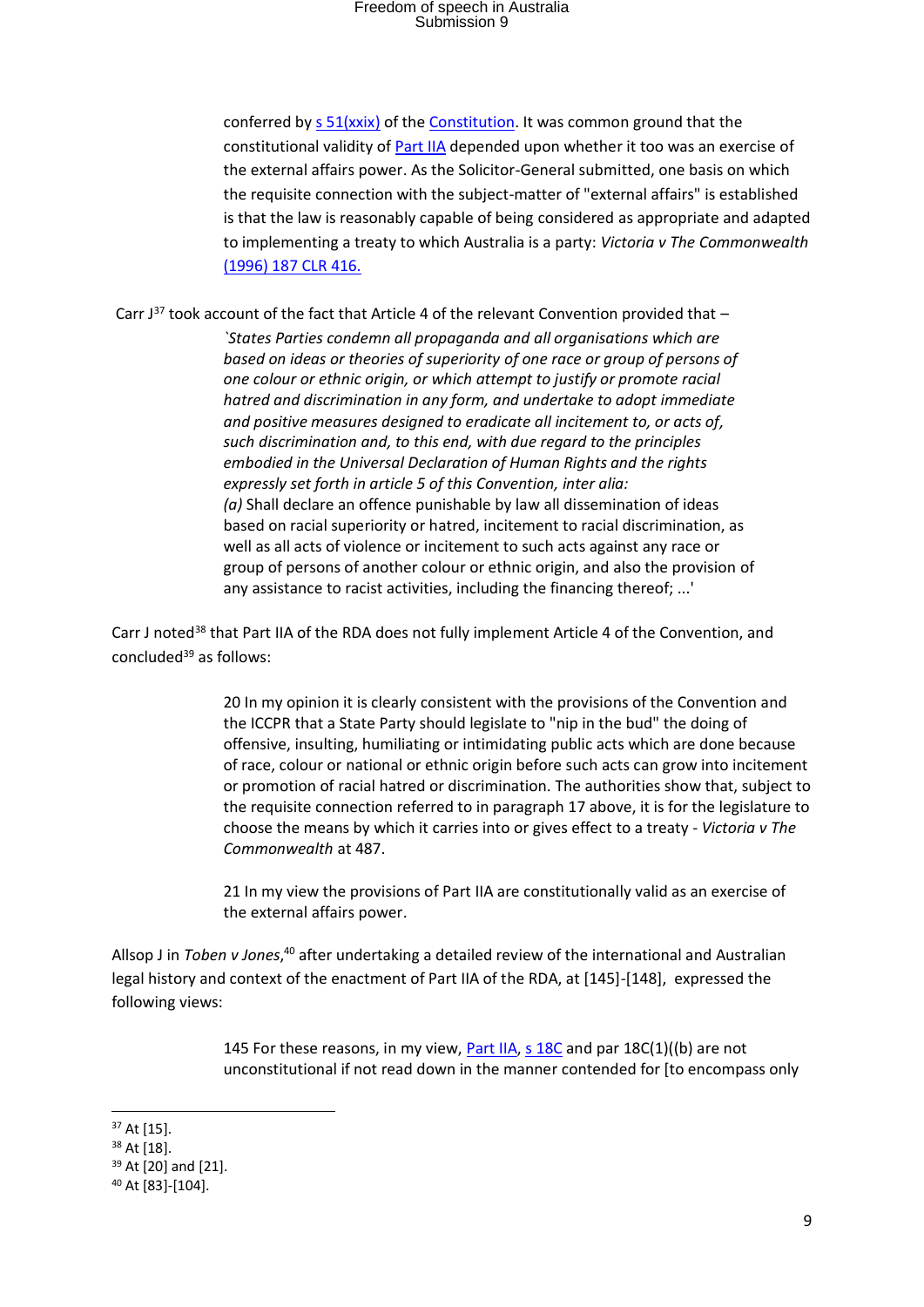> conferred by s 51(xxix) of the Constitution. It was common ground that the constitutional validity of Part IIA depended upon whether it too was an exercise of the external affairs power. As the Solicitor-General submitted, one basis on which the requisite connection with the subject-matter of "external affairs" is established is that the law is reasonably capable of being considered as appropriate and adapted to implementing a treaty to which Australia is a party: *Victoria v The Commonwealth* (1996) 187 CLR 416.

Carr J[37] took account of the fact that Article 4 of the relevant Convention provided that –

> *`States Parties condemn all propaganda and all organisations which are based on ideas or theories of superiority of one race or group of persons of one colour or ethnic origin, or which attempt to justify or promote racial hatred and discrimination in any form, and undertake to adopt immediate and positive measures designed to eradicate all incitement to, or acts of, such discrimination and, to this end, with due regard to the principles embodied in the Universal Declaration of Human Rights and the rights expressly set forth in article 5 of this Convention, inter alia:*
> *(a)* Shall declare an offence punishable by law all dissemination of ideas based on racial superiority or hatred, incitement to racial discrimination, as well as all acts of violence or incitement to such acts against any race or group of persons of another colour or ethnic origin, and also the provision of any assistance to racist activities, including the financing thereof; ...'

Carr J noted[38] that Part IIA of the RDA does not fully implement Article 4 of the Convention, and concluded[39] as follows:

> 20 In my opinion it is clearly consistent with the provisions of the Convention and the ICCPR that a State Party should legislate to "nip in the bud" the doing of offensive, insulting, humiliating or intimidating public acts which are done because of race, colour or national or ethnic origin before such acts can grow into incitement or promotion of racial hatred or discrimination. The authorities show that, subject to the requisite connection referred to in paragraph 17 above, it is for the legislature to choose the means by which it carries into or gives effect to a treaty - *Victoria v The Commonwealth* at 487.
>
> 21 In my view the provisions of Part IIA are constitutionally valid as an exercise of the external affairs power.

Allsop J in *Toben v Jones*,[40] after undertaking a detailed review of the international and Australian legal history and context of the enactment of Part IIA of the RDA, at [145]-[148], expressed the following views:

> 145 For these reasons, in my view, Part IIA, s 18C and par 18C(1)((b) are not unconstitutional if not read down in the manner contended for [to encompass only

---

[37] At [15].

[38] At [18].

[39] At [20] and [21].

[40] At [83]-[104].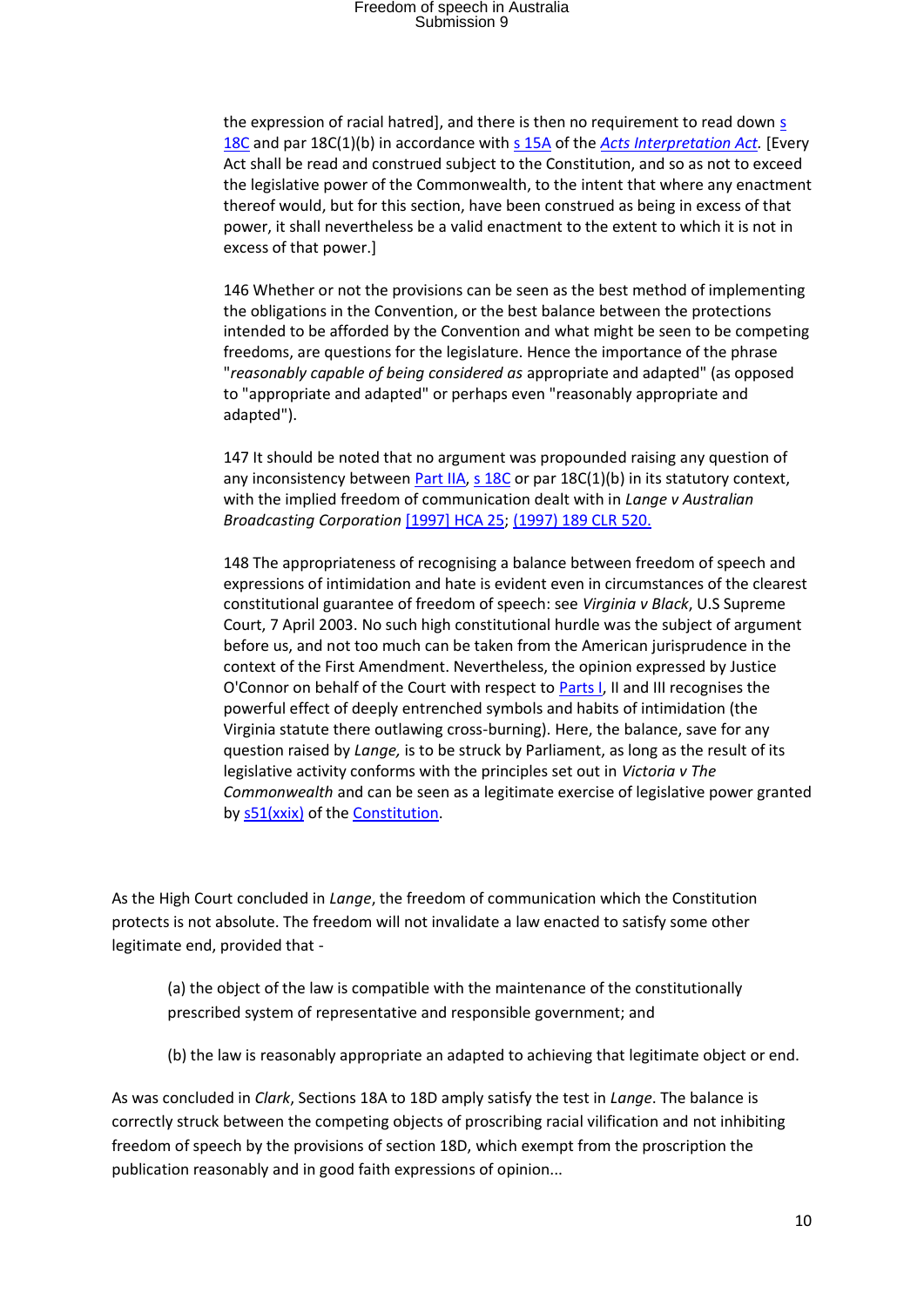the expression of racial hatred], and there is then no requirement to read down s 18C and par 18C(1)(b) in accordance with s 15A of the *Acts Interpretation Act*. [Every Act shall be read and construed subject to the Constitution, and so as not to exceed the legislative power of the Commonwealth, to the intent that where any enactment thereof would, but for this section, have been construed as being in excess of that power, it shall nevertheless be a valid enactment to the extent to which it is not in excess of that power.]

146 Whether or not the provisions can be seen as the best method of implementing the obligations in the Convention, or the best balance between the protections intended to be afforded by the Convention and what might be seen to be competing freedoms, are questions for the legislature. Hence the importance of the phrase "*reasonably capable of being considered as* appropriate and adapted" (as opposed to "appropriate and adapted" or perhaps even "reasonably appropriate and adapted").

147 It should be noted that no argument was propounded raising any question of any inconsistency between Part IIA, s 18C or par 18C(1)(b) in its statutory context, with the implied freedom of communication dealt with in *Lange v Australian Broadcasting Corporation* [1997] HCA 25; (1997) 189 CLR 520.

148 The appropriateness of recognising a balance between freedom of speech and expressions of intimidation and hate is evident even in circumstances of the clearest constitutional guarantee of freedom of speech: see *Virginia v Black*, U.S Supreme Court, 7 April 2003. No such high constitutional hurdle was the subject of argument before us, and not too much can be taken from the American jurisprudence in the context of the First Amendment. Nevertheless, the opinion expressed by Justice O'Connor on behalf of the Court with respect to Parts I, II and III recognises the powerful effect of deeply entrenched symbols and habits of intimidation (the Virginia statute there outlawing cross-burning). Here, the balance, save for any question raised by *Lange,* is to be struck by Parliament, as long as the result of its legislative activity conforms with the principles set out in *Victoria v The Commonwealth* and can be seen as a legitimate exercise of legislative power granted by s51(xxix) of the Constitution.

As the High Court concluded in *Lange*, the freedom of communication which the Constitution protects is not absolute. The freedom will not invalidate a law enacted to satisfy some other legitimate end, provided that -

(a) the object of the law is compatible with the maintenance of the constitutionally prescribed system of representative and responsible government; and

(b) the law is reasonably appropriate an adapted to achieving that legitimate object or end.

As was concluded in *Clark*, Sections 18A to 18D amply satisfy the test in *Lange*. The balance is correctly struck between the competing objects of proscribing racial vilification and not inhibiting freedom of speech by the provisions of section 18D, which exempt from the proscription the publication reasonably and in good faith expressions of opinion...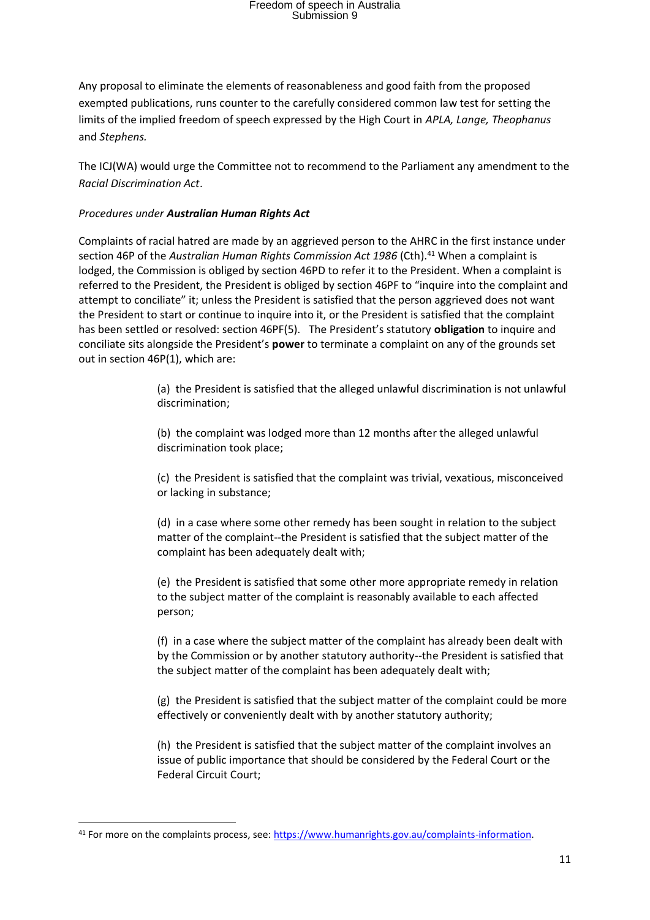Any proposal to eliminate the elements of reasonableness and good faith from the proposed exempted publications, runs counter to the carefully considered common law test for setting the limits of the implied freedom of speech expressed by the High Court in *APLA, Lange, Theophanus* and *Stephens.*

The ICJ(WA) would urge the Committee not to recommend to the Parliament any amendment to the *Racial Discrimination Act*.

*Procedures under **Australian Human Rights Act***

Complaints of racial hatred are made by an aggrieved person to the AHRC in the first instance under section 46P of the *Australian Human Rights Commission Act 1986* (Cth).[41] When a complaint is lodged, the Commission is obliged by section 46PD to refer it to the President. When a complaint is referred to the President, the President is obliged by section 46PF to "inquire into the complaint and attempt to conciliate" it; unless the President is satisfied that the person aggrieved does not want the President to start or continue to inquire into it, or the President is satisfied that the complaint has been settled or resolved: section 46PF(5). The President's statutory **obligation** to inquire and conciliate sits alongside the President's **power** to terminate a complaint on any of the grounds set out in section 46P(1), which are:

> (a) the President is satisfied that the alleged unlawful discrimination is not unlawful discrimination;
>
> (b) the complaint was lodged more than 12 months after the alleged unlawful discrimination took place;
>
> (c) the President is satisfied that the complaint was trivial, vexatious, misconceived or lacking in substance;
>
> (d) in a case where some other remedy has been sought in relation to the subject matter of the complaint--the President is satisfied that the subject matter of the complaint has been adequately dealt with;
>
> (e) the President is satisfied that some other more appropriate remedy in relation to the subject matter of the complaint is reasonably available to each affected person;
>
> (f) in a case where the subject matter of the complaint has already been dealt with by the Commission or by another statutory authority--the President is satisfied that the subject matter of the complaint has been adequately dealt with;
>
> (g) the President is satisfied that the subject matter of the complaint could be more effectively or conveniently dealt with by another statutory authority;
>
> (h) the President is satisfied that the subject matter of the complaint involves an issue of public importance that should be considered by the Federal Court or the Federal Circuit Court;

---

[41] For more on the complaints process, see: https://www.humanrights.gov.au/complaints-information.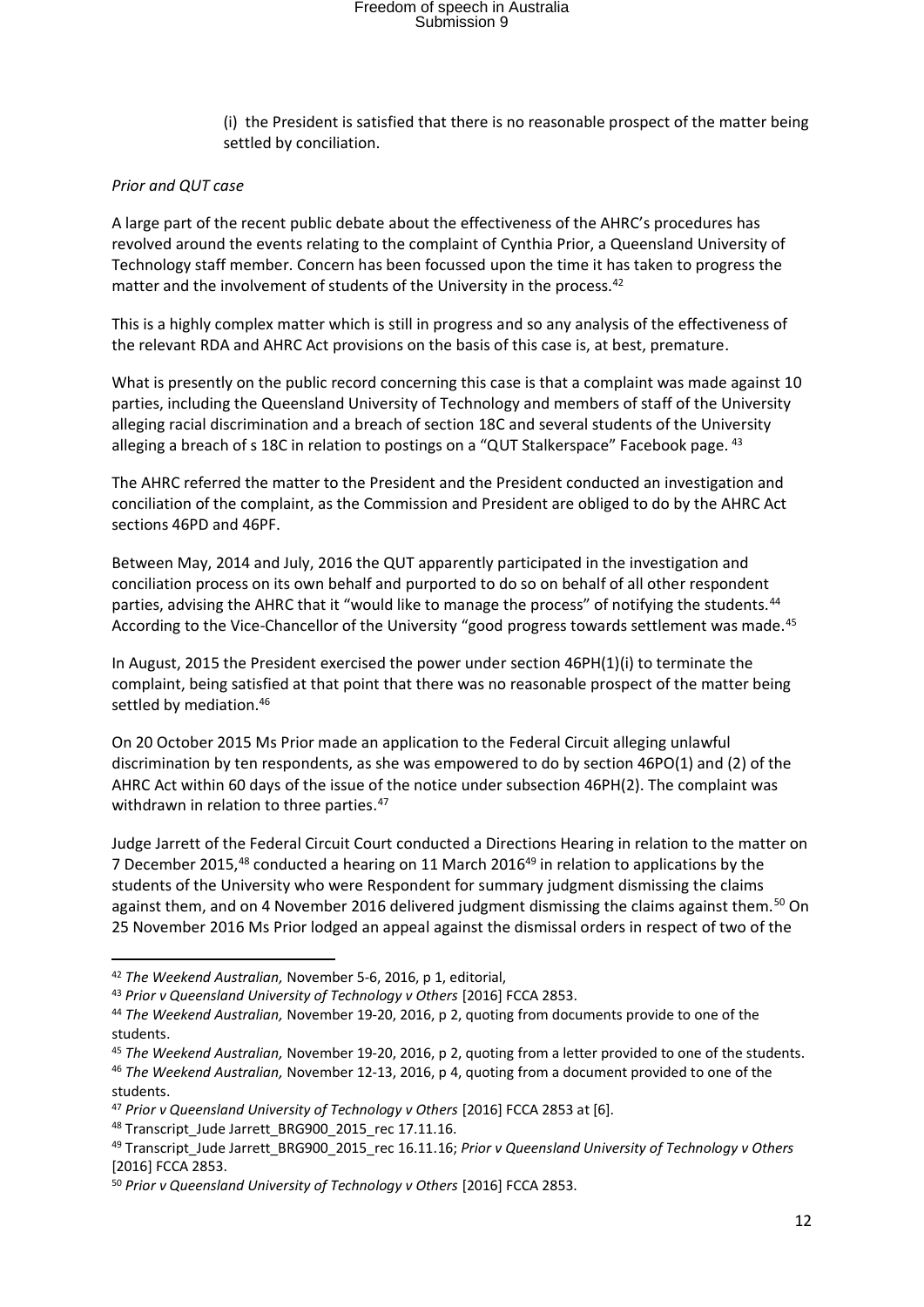(i) the President is satisfied that there is no reasonable prospect of the matter being settled by conciliation.

*Prior and QUT case*

A large part of the recent public debate about the effectiveness of the AHRC's procedures has revolved around the events relating to the complaint of Cynthia Prior, a Queensland University of Technology staff member. Concern has been focussed upon the time it has taken to progress the matter and the involvement of students of the University in the process.[42]

This is a highly complex matter which is still in progress and so any analysis of the effectiveness of the relevant RDA and AHRC Act provisions on the basis of this case is, at best, premature.

What is presently on the public record concerning this case is that a complaint was made against 10 parties, including the Queensland University of Technology and members of staff of the University alleging racial discrimination and a breach of section 18C and several students of the University alleging a breach of s 18C in relation to postings on a "QUT Stalkerspace" Facebook page. [43]

The AHRC referred the matter to the President and the President conducted an investigation and conciliation of the complaint, as the Commission and President are obliged to do by the AHRC Act sections 46PD and 46PF.

Between May, 2014 and July, 2016 the QUT apparently participated in the investigation and conciliation process on its own behalf and purported to do so on behalf of all other respondent parties, advising the AHRC that it "would like to manage the process" of notifying the students.[44] According to the Vice-Chancellor of the University "good progress towards settlement was made.[45]

In August, 2015 the President exercised the power under section 46PH(1)(i) to terminate the complaint, being satisfied at that point that there was no reasonable prospect of the matter being settled by mediation.[46]

On 20 October 2015 Ms Prior made an application to the Federal Circuit alleging unlawful discrimination by ten respondents, as she was empowered to do by section 46PO(1) and (2) of the AHRC Act within 60 days of the issue of the notice under subsection 46PH(2). The complaint was withdrawn in relation to three parties.[47]

Judge Jarrett of the Federal Circuit Court conducted a Directions Hearing in relation to the matter on 7 December 2015,[48] conducted a hearing on 11 March 2016[49] in relation to applications by the students of the University who were Respondent for summary judgment dismissing the claims against them, and on 4 November 2016 delivered judgment dismissing the claims against them.[50] On 25 November 2016 Ms Prior lodged an appeal against the dismissal orders in respect of two of the

---

[42] *The Weekend Australian,* November 5-6, 2016, p 1, editorial,

[43] *Prior v Queensland University of Technology v Others* [2016] FCCA 2853.

[44] *The Weekend Australian,* November 19-20, 2016, p 2, quoting from documents provide to one of the students.

[45] *The Weekend Australian,* November 19-20, 2016, p 2, quoting from a letter provided to one of the students.

[46] *The Weekend Australian,* November 12-13, 2016, p 4, quoting from a document provided to one of the students.

[47] *Prior v Queensland University of Technology v Others* [2016] FCCA 2853 at [6].

[48] Transcript_Jude Jarrett_BRG900_2015_rec 17.11.16.

[49] Transcript_Jude Jarrett_BRG900_2015_rec 16.11.16; *Prior v Queensland University of Technology v Others* [2016] FCCA 2853.

[50] *Prior v Queensland University of Technology v Others* [2016] FCCA 2853.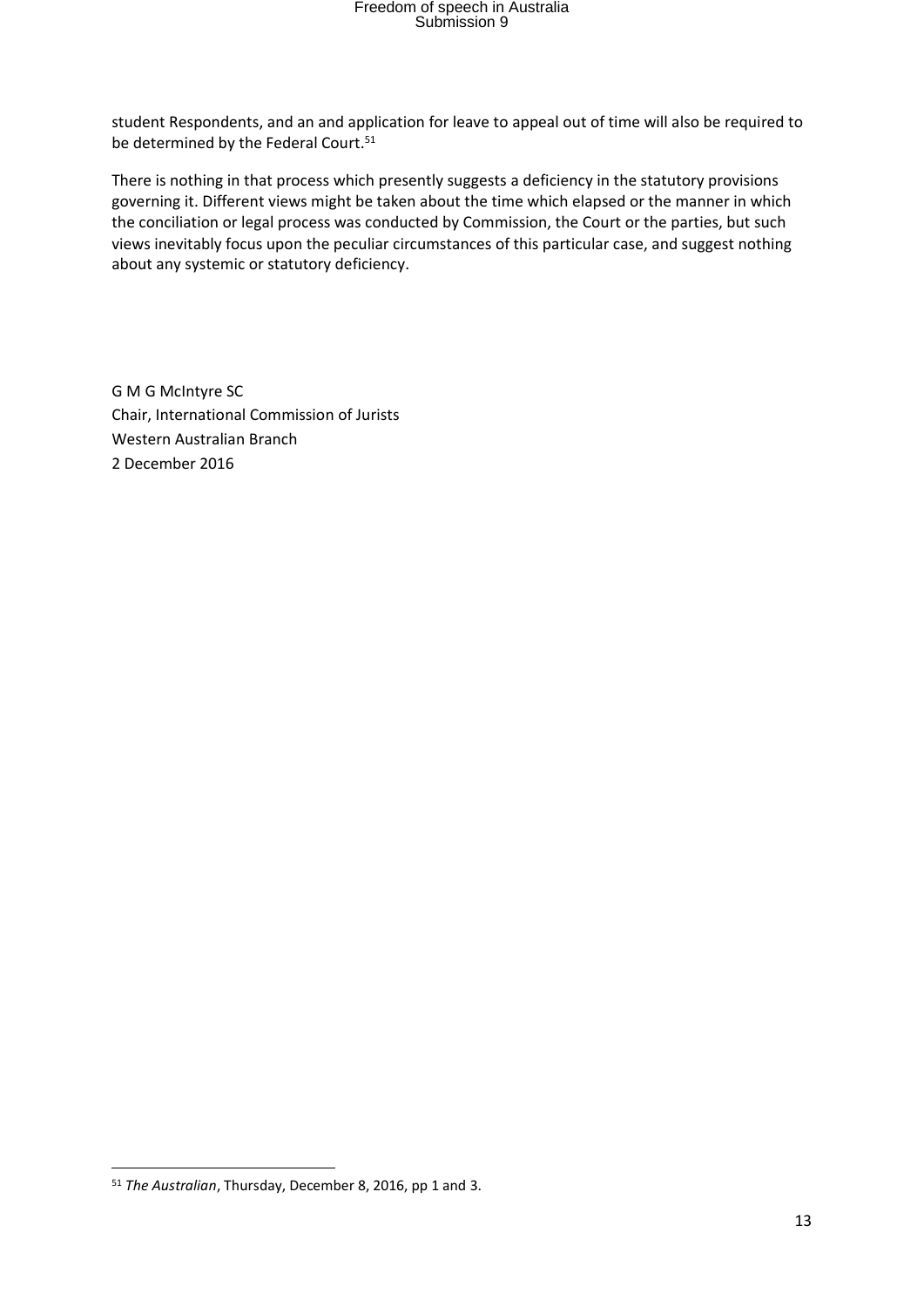student Respondents, and an and application for leave to appeal out of time will also be required to be determined by the Federal Court.[51]

There is nothing in that process which presently suggests a deficiency in the statutory provisions governing it. Different views might be taken about the time which elapsed or the manner in which the conciliation or legal process was conducted by Commission, the Court or the parties, but such views inevitably focus upon the peculiar circumstances of this particular case, and suggest nothing about any systemic or statutory deficiency.

G M G McIntyre SC
Chair, International Commission of Jurists
Western Australian Branch
2 December 2016

[51] *The Australian*, Thursday, December 8, 2016, pp 1 and 3.